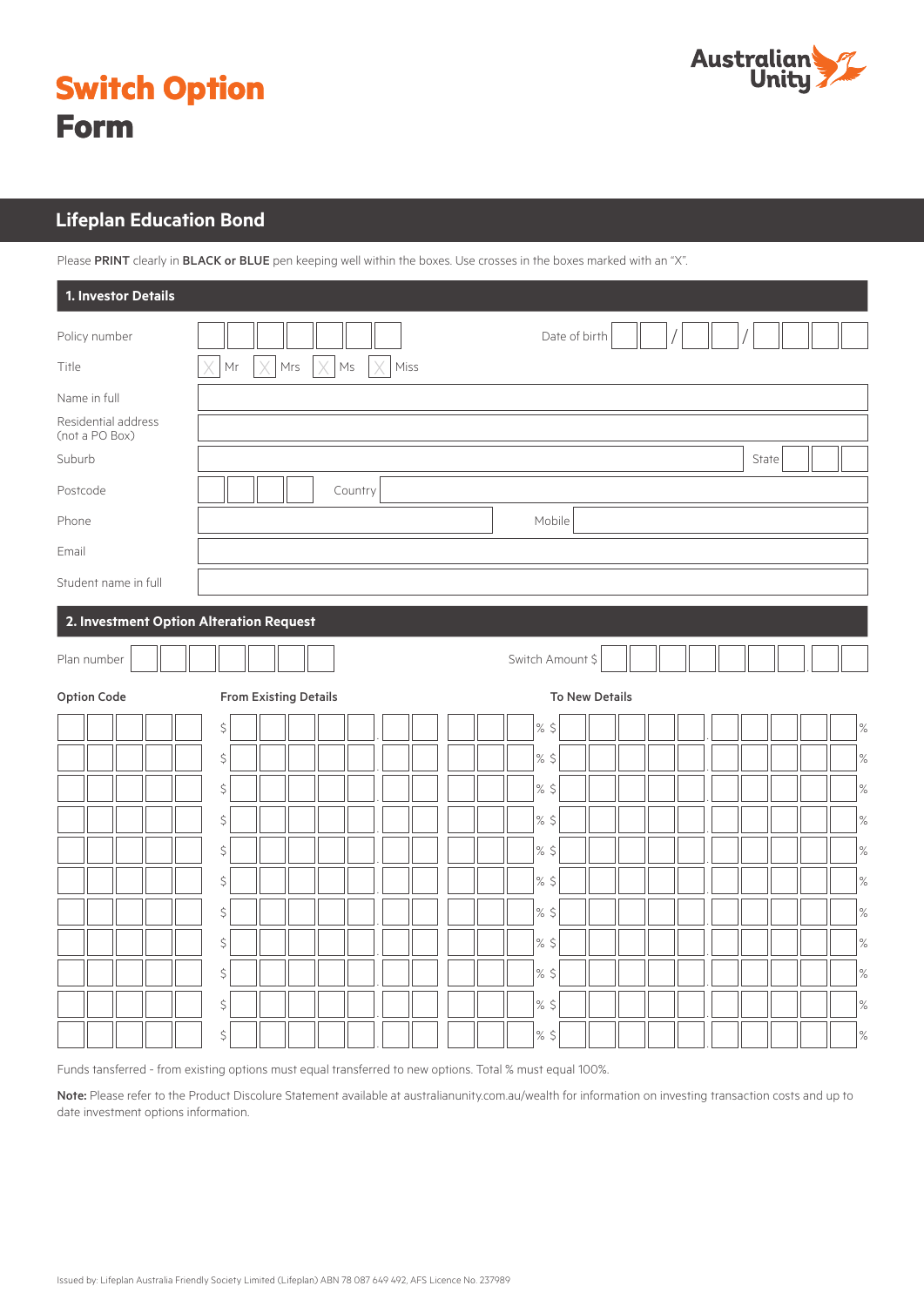# Switch Option Form

## Lifeplan Education Bond

Please **PRINT** clearly in **BLACK or BLUE** pen keeping well within the boxes. Use crosses in the boxes marked with an "X".

### 1. Investor Details

Policy number ________ Date of birth __ / __ / ____

Title ☐ Mr ☐ Mrs ☐ Ms ☐ Miss

Name in full ________

Residential address (not a PO Box) ________

Suburb ________ State ________

Postcode ________ Country ________

Phone ________ Mobile ________

Email ________

Student name in full ________

### 2. Investment Option Alteration Request

Plan number ________ Switch Amount $ ________

| Option Code | From Existing Details | | To New Details | |
|---|---|---|---|---|
| | $ | % | $ | % |
| | $ | % | $ | % |
| | $ | % | $ | % |
| | $ | % | $ | % |
| | $ | % | $ | % |
| | $ | % | $ | % |
| | $ | % | $ | % |
| | $ | % | $ | % |
| | $ | % | $ | % |
| | $ | % | $ | % |
| | $ | % | $ | % |

Funds tansferred - from existing options must equal transferred to new options. Total % must equal 100%.

**Note:** Please refer to the Product Discolure Statement available at australianunity.com.au/wealth for information on investing transaction costs and up to date investment options information.

Issued by: Lifeplan Australia Friendly Society Limited (Lifeplan) ABN 78 087 649 492, AFS Licence No. 237989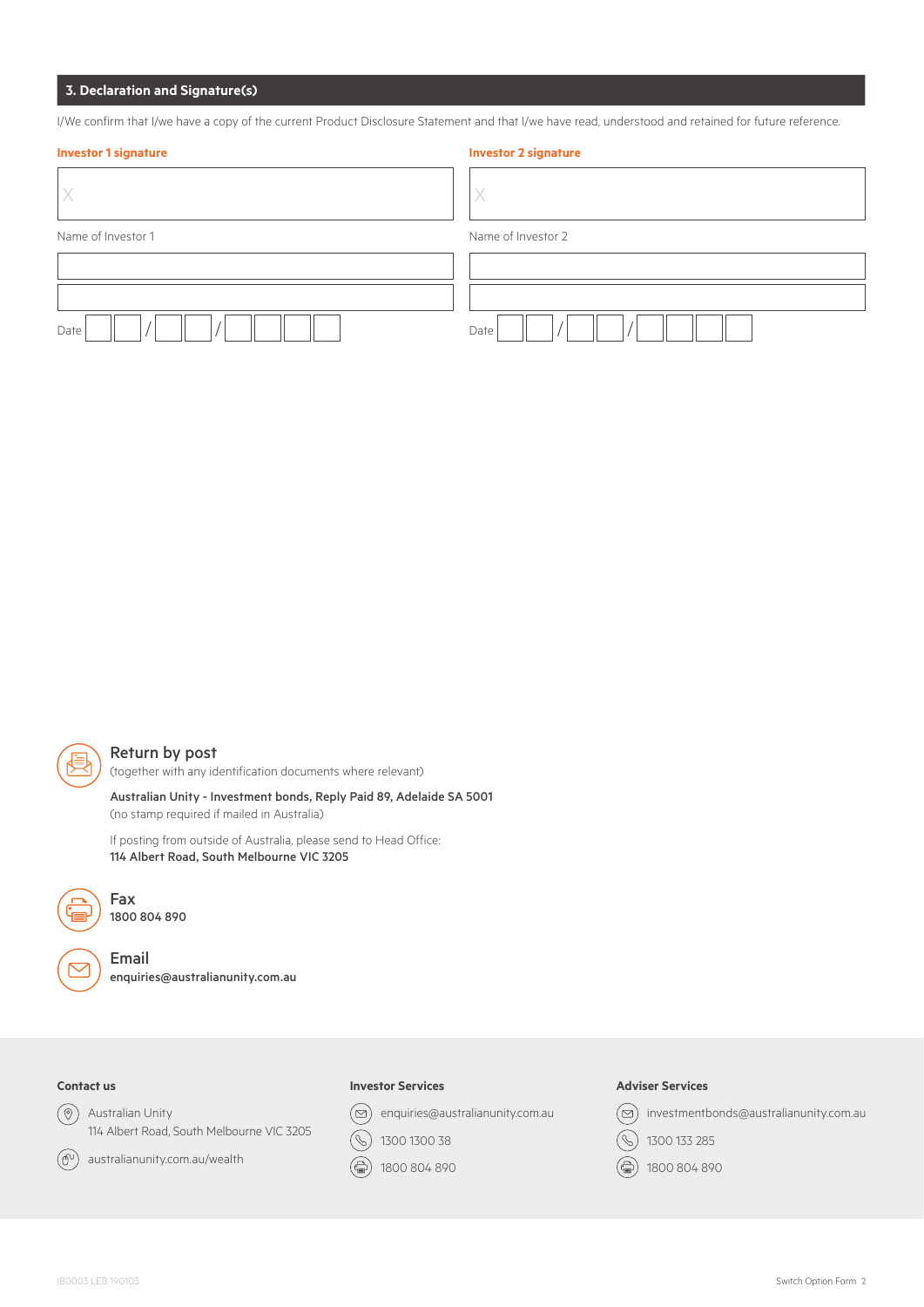## 3. Declaration and Signature(s)

I/We confirm that I/we have a copy of the current Product Disclosure Statement and that I/we have read, understood and retained for future reference.

**Investor 1 signature**

X

Name of Investor 1

Date ___ ___ / ___ ___ / ___ ___ ___ ___

**Investor 2 signature**

X

Name of Investor 2

Date ___ ___ / ___ ___ / ___ ___ ___ ___

### Return by post

(together with any identification documents where relevant)

**Australian Unity - Investment bonds, Reply Paid 89, Adelaide SA 5001**
(no stamp required if mailed in Australia)

If posting from outside of Australia, please send to Head Office:
**114 Albert Road, South Melbourne VIC 3205**

### Fax

**1800 804 890**

### Email

**enquiries@australianunity.com.au**

**Contact us**

Australian Unity
114 Albert Road, South Melbourne VIC 3205

australianunity.com.au/wealth

**Investor Services**

enquiries@australianunity.com.au

1300 1300 38

1800 804 890

**Adviser Services**

investmentbonds@australianunity.com.au

1300 133 285

1800 804 890

IB0003 LEB 190103